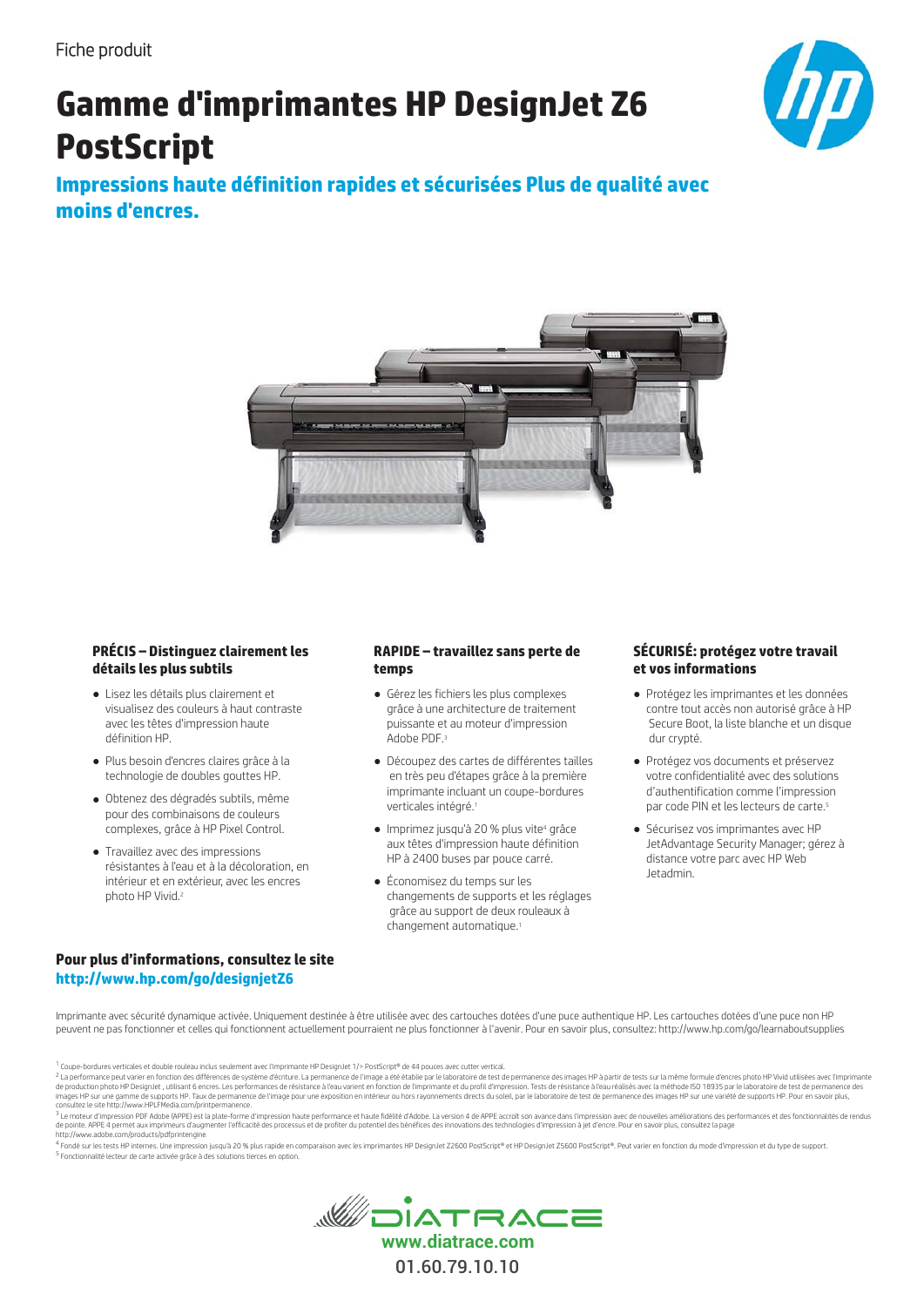Fiche produit

# Gamme d'imprimantes HP DesignJet Z6 PostScript

## Impressions haute définition rapides et sécurisées Plus de qualité avec moins d'encres.

### PRÉCIS – Distinguez clairement les détails les plus subtils

- Lisez les détails plus clairement et visualisez des couleurs à haut contraste avec les têtes d'impression haute définition HP.
- Plus besoin d'encres claires grâce à la technologie de doubles gouttes HP.
- Obtenez des dégradés subtils, même pour des combinaisons de couleurs complexes, grâce à HP Pixel Control.
- Travaillez avec des impressions résistantes à l'eau et à la décoloration, en intérieur et en extérieur, avec les encres photo HP Vivid.[2]

### RAPIDE – travaillez sans perte de temps

- Gérez les fichiers les plus complexes grâce à une architecture de traitement puissante et au moteur d'impression Adobe PDF.[3]
- Découpez des cartes de différentes tailles en très peu d'étapes grâce à la première imprimante incluant un coupe-bordures verticales intégré.[1]
- Imprimez jusqu'à 20 % plus vite[4] grâce aux têtes d'impression haute définition HP à 2400 buses par pouce carré.
- Économisez du temps sur les changements de supports et les réglages grâce au support de deux rouleaux à changement automatique.[1]

### SÉCURISÉ: protégez votre travail et vos informations

- Protégez les imprimantes et les données contre tout accès non autorisé grâce à HP Secure Boot, la liste blanche et un disque dur crypté.
- Protégez vos documents et préservez votre confidentialité avec des solutions d'authentification comme l'impression par code PIN et les lecteurs de carte.[5]
- Sécurisez vos imprimantes avec HP JetAdvantage Security Manager; gérez à distance votre parc avec HP Web Jetadmin.

**Pour plus d'informations, consultez le site**
**http://www.hp.com/go/designjetZ6**

Imprimante avec sécurité dynamique activée. Uniquement destinée à être utilisée avec des cartouches dotées d'une puce authentique HP. Les cartouches dotées d'une puce non HP peuvent ne pas fonctionner et celles qui fonctionnent actuellement pourraient ne plus fonctionner à l'avenir. Pour en savoir plus, consultez: http://www.hp.com/go/learnaboutsupplies

[1] Coupe-bordures verticales et double rouleau inclus seulement avec l'imprimante HP DesignJet 1/> PostScript® de 44 pouces avec cutter vertical.

[2] La performance peut varier en fonction des différences de système d'écriture. La permanence de l'image a été établie par le laboratoire de test de permanence des images HP à partir de tests sur la même formule d'encres photo HP Vivid utilisées avec l'imprimante de production photo HP DesignJet , utilisant 6 encres. Les performances de résistance à l'eau varient en fonction de l'imprimante et du profil d'impression. Tests de résistance à l'eau réalisés avec la méthode ISO 18935 par le laboratoire de test de permanence des images HP sur une gamme de supports HP. Taux de permanence de l'image pour une exposition en intérieur ou hors rayonnements directs du soleil, par le laboratoire de test de permanence des images HP sur une variété de supports HP. Pour en savoir plus, consultez le site http://www.HPLFMedia.com/printpermanence.

[3] Le moteur d'impression PDF Adobe (APPE) est la plate-forme d'impression haute performance et haute fidélité d'Adobe. La version 4 de APPE accroît son avance dans l'impression avec de nouvelles améliorations des performances et des fonctionnalités de rendus de pointe. APPE 4 permet aux imprimeurs d'augmenter l'efficacité des processus et de profiter du potentiel des bénéfices des innovations des technologies d'impression à jet d'encre. Pour en savoir plus, consultez la page http://www.adobe.com/products/pdfprintengine

[4] Fondé sur les tests HP internes. Une impression jusqu'à 20 % plus rapide en comparaison avec les imprimantes HP DesignJet Z2600 PostScript® et HP DesignJet Z5600 PostScript®. Peut varier en fonction du mode d'impression et du type de support.

[5] Fonctionnalité lecteur de carte activée grâce à des solutions tierces en option.

DIATRACE
www.diatrace.com
01.60.79.10.10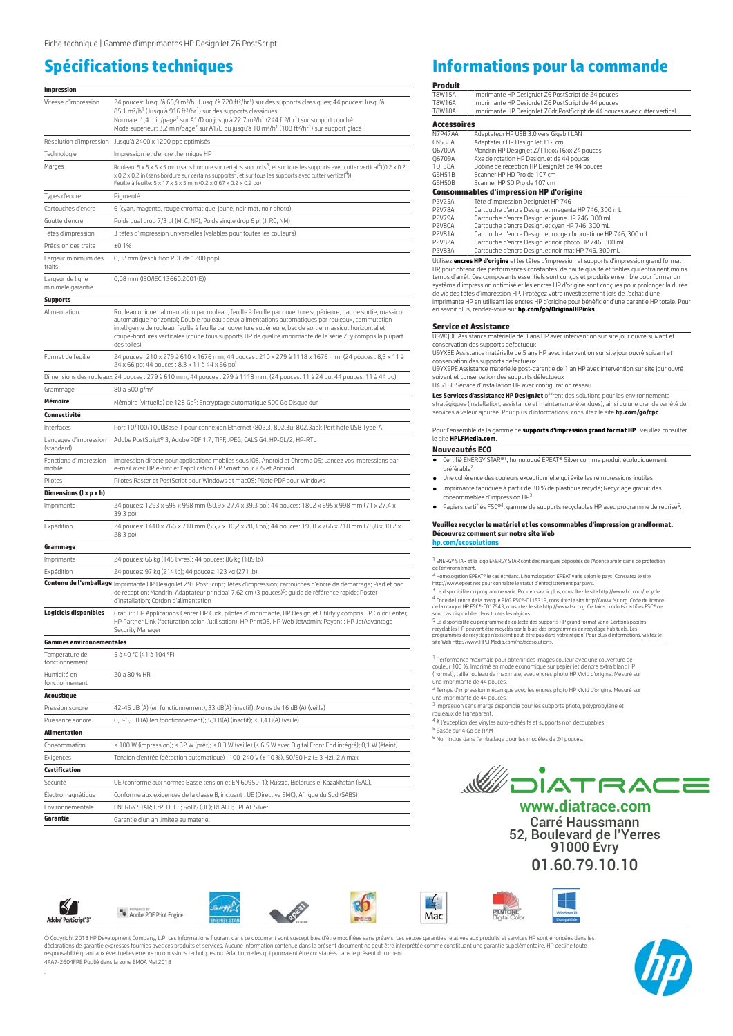# Spécifications techniques

| | |
|---|---|
| **Impression** | |
| Vitesse d'impression | 24 pouces: Jusqu'à 66,9 m²/h[1] (Jusqu'à 720 ft²/hr[1]) sur des supports classiques; 44 pouces: Jusqu'à 85,1 m²/h[1] (Jusqu'à 916 ft²/hr[1]) sur des supports classiques<br>Normale: 1,4 min/page[2] sur A1/D ou jusqu'à 22,7 m²/h[1] (244 ft²/hr[1]) sur support couché<br>Mode supérieur: 3,2 min/page[2] sur A1/D ou jusqu'à 10 m²/h[1] (108 ft²/hr[1]) sur support glacé |
| Résolution d'impression | Jusqu'à 2400 x 1200 ppp optimisés |
| Technologie | Impression jet d'encre thermique HP |
| Marges | Rouleau: 5 x 5 x 5 x 5 mm (sans bordure sur certains supports[3], et sur tous les supports avec cutter vertical[4])(0.2 x 0.2 x 0.2 x 0.2 in (sans bordure sur certains supports[3], et sur tous les supports avec cutter vertical[4]))<br>Feuille à feuille: 5 x 17 x 5 x 5 mm (0.2 x 0.67 x 0.2 x 0.2 po) |
| Types d'encre | Pigmenté |
| Cartouches d'encre | 6 (cyan, magenta, rouge chromatique, jaune, noir mat, noir photo) |
| Goutte d'encre | Poids dual drop 7/3 pl (M, C, NP); Poids single drop 6 pl (J, RC, NM) |
| Têtes d'impression | 3 têtes d'impression universelles (valables pour toutes les couleurs) |
| Précision des traits | ±0.1% |
| Largeur minimum des traits | 0,02 mm (résolution PDF de 1200 ppp) |
| Largeur de ligne minimale garantie | 0,08 mm (ISO/IEC 13660:2001(E)) |
| **Supports** | |
| Alimentation | Rouleau unique : alimentation par rouleau, feuille à feuille par ouverture supérieure, bac de sortie, massicot automatique horizontal; Double rouleau : deux alimentations automatiques par rouleaux, commutation intelligente de rouleau, feuille à feuille par ouverture supérieure, bac de sortie, massicot horizontal et coupe-bordures verticales (coupe tous supports HP de qualité imprimante de la série Z, y compris la plupart des toiles) |
| Format de feuille | 24 pouces : 210 x 279 à 610 x 1676 mm; 44 pouces : 210 x 279 à 1118 x 1676 mm; (24 pouces : 8,3 x 11 à 24 x 66 po; 44 pouces : 8,3 x 11 à 44 x 66 po) |
| Dimensions des rouleaux | 24 pouces : 279 à 610 mm; 44 pouces : 279 à 1118 mm; (24 pouces: 11 à 24 po; 44 pouces: 11 à 44 po) |
| Grammage | 80 à 500 g/m² |
| **Mémoire** | Mémoire (virtuelle) de 128 Go[5]; Encryptage automatique 500 Go Disque dur |
| **Connectivité** | |
| Interfaces | Port 10/100/1000Base-T pour connexion Ethernet (802.3, 802.3u, 802.3ab); Port hôte USB Type-A |
| Langages d'impression (standard) | Adobe PostScript® 3, Adobe PDF 1.7, TIFF, JPEG, CALS G4, HP-GL/2, HP-RTL |
| Fonctions d'impression mobile | Impression directe pour applications mobiles sous iOS, Android et Chrome OS; Lancez vos impressions par e-mail avec HP ePrint et l'application HP Smart pour iOS et Android. |
| Pilotes | Pilotes Raster et PostScript pour Windows et macOS; Pilote PDF pour Windows |
| **Dimensions (l x p x h)** | |
| Imprimante | 24 pouces: 1293 x 695 x 998 mm (50,9 x 27,4 x 39,3 po); 44 pouces: 1802 x 695 x 998 mm (71 x 27,4 x 39,3 po) |
| Expédition | 24 pouces: 1440 x 766 x 718 mm (56,7 x 30,2 x 28,3 po); 44 pouces: 1950 x 766 x 718 mm (76,8 x 30,2 x 28,3 po) |
| **Grammage** | |
| Imprimante | 24 pouces: 66 kg (145 livres); 44 pouces: 86 kg (189 lb) |
| Expédition | 24 pouces: 97 kg (214 lb); 44 pouces: 123 kg (271 lb) |
| **Contenu de l'emballage** | Imprimante HP DesignJet Z9+ PostScript; Têtes d'impression; cartouches d'encre de démarrage; Pied et bac de réception; Mandrin; Adaptateur principal 7,62 cm (3 pouces)[6]; guide de référence rapide; Poster d'installation; Cordon d'alimentation |
| **Logiciels disponibles** | Gratuit : HP Applications Center, HP Click, pilotes d'imprimante, HP DesignJet Utility y compris HP Color Center, HP Partner Link (facturation selon l'utilisation), HP PrintOS, HP Web JetAdmin; Payant : HP JetAdvantage Security Manager |
| **Gammes environnementales** | |
| Température de fonctionnement | 5 à 40 °C (41 à 104 ºF) |
| Humidité en fonctionnement | 20 à 80 % HR |
| **Acoustique** | |
| Pression sonore | 42-45 dB (A) (en fonctionnement); 33 dB(A) (inactif); Moins de 16 dB (A) (veille) |
| Puissance sonore | 6,0-6,3 B (A) (en fonctionnement); 5,1 B(A) (inactif); < 3,4 B(A) (veille) |
| **Alimentation** | |
| Consommation | < 100 W (impression); < 32 W (prêt); < 0,3 W (veille) (< 6,5 W avec Digital Front End intégré); 0,1 W (éteint) |
| Exigences | Tension d'entrée (détection automatique) : 100-240 V (± 10 %), 50/60 Hz (± 3 Hz), 2 A max |
| **Certification** | |
| Sécurité | UE (conforme aux normes Basse tension et EN 60950-1); Russie, Biélorussie, Kazakhstan (EAC), |
| Électromagnétique | Conforme aux exigences de la classe B, incluant : UE (Directive EMC), Afrique du Sud (SABS) |
| Environnementale | ENERGY STAR; ErP; DEEE; RoHS (UE); REACH; EPEAT Silver |
| **Garantie** | Garantie d'un an limitée au matériel |

# Informations pour la commande

### Produit

| | |
|---|---|
| T8W15A | Imprimante HP DesignJet Z6 PostScript de 24 pouces |
| T8W16A | Imprimante HP DesignJet Z6 PostScript de 44 pouces |
| T8W18A | Imprimante HP DesignJet Z6dr PostScript de 44 pouces avec cutter vertical |

### Accessoires

| | |
|---|---|
| N7P47AA | Adaptateur HP USB 3.0 vers Gigabit LAN |
| CN538A | Adaptateur HP DesignJet 112 cm |
| Q6700A | Mandrin HP Designjet Z/T1xxx/T6xx 24 pouces |
| Q6709A | Axe de rotation HP DesignJet de 44 pouces |
| 1QF38A | Bobine de réception HP DesignJet de 44 pouces |
| G6H51B | Scanner HP HD Pro de 107 cm |
| G6H50B | Scanner HP SD Pro de 107 cm |

### Consommables d'impression HP d'origine

| | |
|---|---|
| P2V25A | Tête d'impression DesignJet HP 746 |
| P2V78A | Cartouche d'encre DesignJet magenta HP 746, 300 mL |
| P2V79A | Cartouche d'encre DesignJet jaune HP 746, 300 mL |
| P2V80A | Cartouche d'encre DesignJet cyan HP 746, 300 mL |
| P2V81A | Cartouche d'encre DesignJet rouge chromatique HP 746, 300 mL |
| P2V82A | Cartouche d'encre DesignJet noir photo HP 746, 300 mL |
| P2V83A | Cartouche d'encre DesignJet noir mat HP 746, 300 mL |

Utilisez **encres HP d'origine** et les têtes d'impression et supports d'impression grand format HP, pour obtenir des performances constantes, de haute qualité et fiables qui entrainent moins temps d'arrêt. Ces composants essentiels sont conçus et produits ensemble pour former un système d'impression optimisé et les encres HP d'origine sont conçues pour prolonger la durée de vie des têtes d'impression HP. Protégez votre investissement lors de l'achat d'une imprimante HP en utilisant les encres HP d'origine pour bénéficier d'une garantie HP totale. Pour en savoir plus, rendez-vous sur **hp.com/go/OriginalHPinks**.

### Service et Assistance

U9WQ0E Assistance matérielle de 3 ans HP avec intervention sur site jour ouvré suivant et conservation des supports défectueux
U9YX8E Assistance matérielle de 5 ans HP avec intervention sur site jour ouvré suivant et conservation des supports défectueux
U9YX9PE Assistance matérielle post-garantie de 1 an HP avec intervention sur site jour ouvré suivant et conservation des supports défectueux
H4518E Service d'installation HP avec configuration réseau

**Les Services d'assistance HP DesignJet** offrent des solutions pour les environnements stratégiques (installation, assistance et maintenance étendues), ainsi qu'une grande variété de services à valeur ajoutée. Pour plus d'informations, consultez le site **hp.com/go/cpc**.

Pour l'ensemble de la gamme de **supports d'impression grand format HP**, veuillez consulter le site **HPLFMedia.com**.

### Nouveautés ECO

- Certifié ENERGY STAR®[1], homologué EPEAT® Silver comme produit écologiquement préférable[2]
- Une cohérence des couleurs exceptionnelle qui évite les réimpressions inutiles
- Imprimante fabriquée à partir de 30 % de plastique recyclé; Recyclage gratuit des consommables d'impression HP[3]
- Papiers certifiés FSC®[4], gamme de supports recyclables HP avec programme de reprise[5].

**Veuillez recycler le matériel et les consommables d'impression grandformat. Découvrez comment sur notre site Web**
**hp.com/ecosolutions**

[1] ENERGY STAR et le logo ENERGY STAR sont des marques déposées de l'Agence américaine de protection de l'environnement.
[2] Homologation EPEAT® le cas échéant. L'homologation EPEAT varie selon le pays. Consultez le site http://www.epeat.net pour connaître le statut d'enregistrement par pays.
[3] La disponibilité du programme varie. Pour en savoir plus, consultez le site http://www.hp.com/recycle.
[4] Code de licence de la marque BMG FSC®-C115319, consultez le site http://www.fsc.org. Code de licence de la marque HP FSC®-C017543, consultez le site http://www.fsc.org. Certains produits certifiés FSC® ne sont pas disponibles dans toutes les régions.
[5] La disponibilité du programme de collecte des supports HP grand format varie. Certains papiers recyclables HP peuvent être recyclés par le biais des programmes de recyclage habituels. Les programmes de recyclage n'existent peut-être pas dans votre région. Pour plus d'informations, visitez le site Web http://www.HPLFMedia.com/hp/ecosolutions.

[1] Performance maximale pour obtenir des images couleur avec une couverture de couleur 100 %. Imprimé en mode économique sur papier jet d'encre extra blanc HP (normal), taille rouleau de maximale, avec encres photo HP Vivid d'origine. Mesuré sur une imprimante de 44 pouces.
[2] Temps d'impression mécanique avec les encres photo HP Vivid d'origine. Mesuré sur une imprimante de 44 pouces.
[3] Impression sans marge disponible pour les supports photo, polypropylène et rouleaux de transparent.
[4] À l'exception des vinyles auto-adhésifs et supports non découpables.
[5] Basée sur 4 Go de RAM
[6] Non inclus dans l'emballage pour les modèles de 24 pouces.

DIATRACE
www.diatrace.com
Carré Haussmann
52, Boulevard de l'Yerres
91000 Évry
01.60.79.10.10

Adobe® PostScript® 3 · POWERED BY Adobe PDF Print Engine · ENERGY STAR · EPEAT SILVER · IPDEC · Mac · PANTONE Digital Color · Windows 10 Compatible

© Copyright 2018 HP Development Company, L.P. Les informations figurant dans ce document sont susceptibles d'être modifiées sans préavis. Les seules garanties relatives aux produits et services HP sont énoncées dans les déclarations de garantie expresses fournies avec ces produits et services. Aucune information contenue dans le présent document ne peut être interprétée comme constituant une garantie supplémentaire. HP décline toute responsabilité quant aux éventuelles erreurs ou omissions techniques ou rédactionnelles qui pourraient être constatées dans le présent document.
4AA7-2604FRE Publié dans la zone EMOA Mai 2018